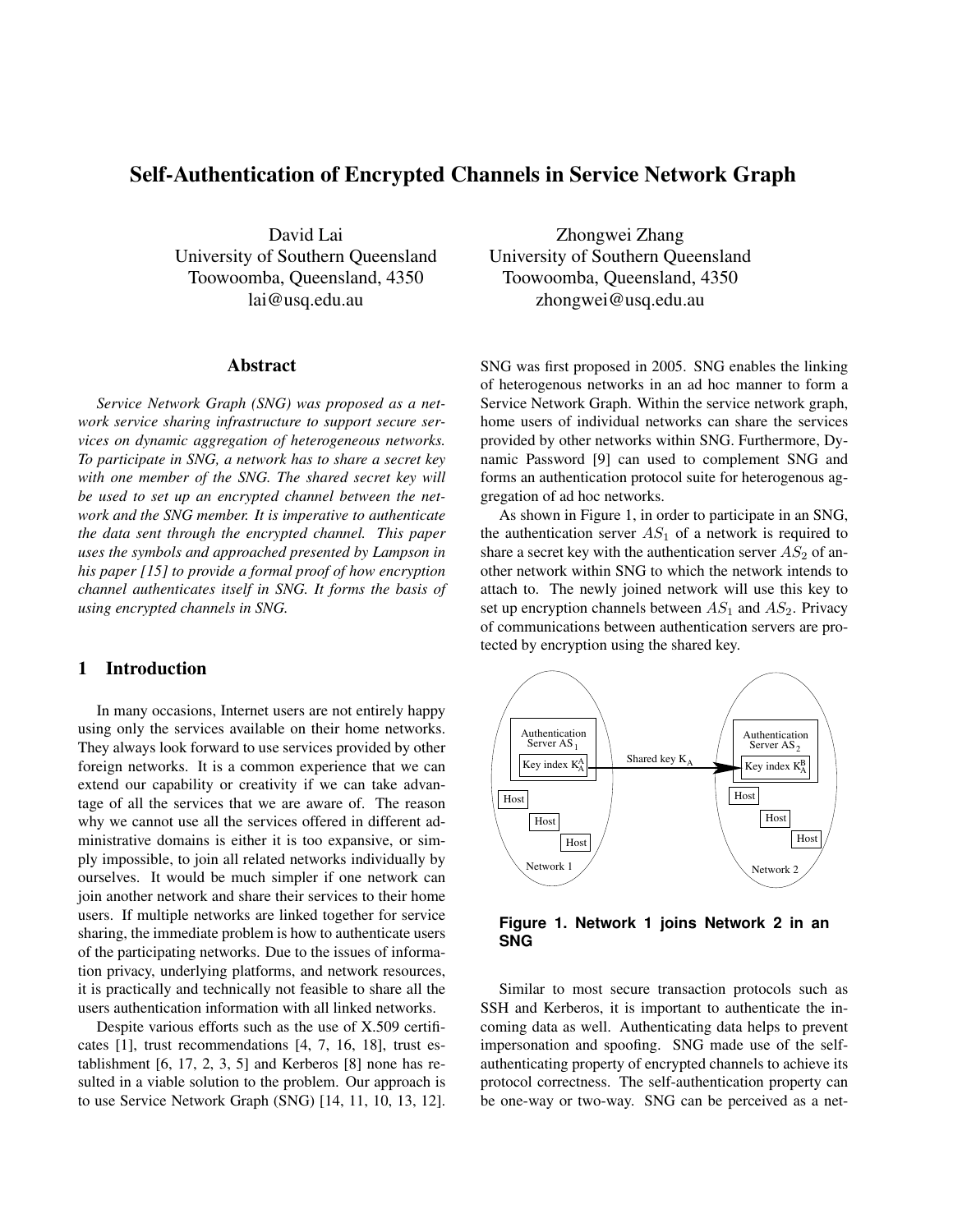# Self-Authentication of Encrypted Channels in Service Network Graph

David Lai
University of Southern Queensland
Toowoomba, Queensland, 4350
lai@usq.edu.au

Zhongwei Zhang
University of Southern Queensland
Toowoomba, Queensland, 4350
zhongwei@usq.edu.au

## Abstract

*Service Network Graph (SNG) was proposed as a network service sharing infrastructure to support secure services on dynamic aggregation of heterogeneous networks. To participate in SNG, a network has to share a secret key with one member of the SNG. The shared secret key will be used to set up an encrypted channel between the network and the SNG member. It is imperative to authenticate the data sent through the encrypted channel. This paper uses the symbols and approached presented by Lampson in his paper [15] to provide a formal proof of how encryption channel authenticates itself in SNG. It forms the basis of using encrypted channels in SNG.*

## 1 Introduction

In many occasions, Internet users are not entirely happy using only the services available on their home networks. They always look forward to use services provided by other foreign networks. It is a common experience that we can extend our capability or creativity if we can take advantage of all the services that we are aware of. The reason why we cannot use all the services offered in different administrative domains is either it is too expansive, or simply impossible, to join all related networks individually by ourselves. It would be much simpler if one network can join another network and share their services to their home users. If multiple networks are linked together for service sharing, the immediate problem is how to authenticate users of the participating networks. Due to the issues of information privacy, underlying platforms, and network resources, it is practically and technically not feasible to share all the users authentication information with all linked networks.

Despite various efforts such as the use of X.509 certificates [1], trust recommendations [4, 7, 16, 18], trust establishment [6, 17, 2, 3, 5] and Kerberos [8] none has resulted in a viable solution to the problem. Our approach is to use Service Network Graph (SNG) [14, 11, 10, 13, 12]. SNG was first proposed in 2005. SNG enables the linking of heterogenous networks in an ad hoc manner to form a Service Network Graph. Within the service network graph, home users of individual networks can share the services provided by other networks within SNG. Furthermore, Dynamic Password [9] can used to complement SNG and forms an authentication protocol suite for heterogenous aggregation of ad hoc networks.

As shown in Figure 1, in order to participate in an SNG, the authentication server $AS_1$ of a network is required to share a secret key with the authentication server $AS_2$ of another network within SNG to which the network intends to attach to. The newly joined network will use this key to set up encryption channels between $AS_1$ and $AS_2$. Privacy of communications between authentication servers are protected by encryption using the shared key.

**Figure 1. Network 1 joins Network 2 in an SNG**

Similar to most secure transaction protocols such as SSH and Kerberos, it is important to authenticate the incoming data as well. Authenticating data helps to prevent impersonation and spoofing. SNG made use of the self-authenticating property of encrypted channels to achieve its protocol correctness. The self-authentication property can be one-way or two-way. SNG can be perceived as a net-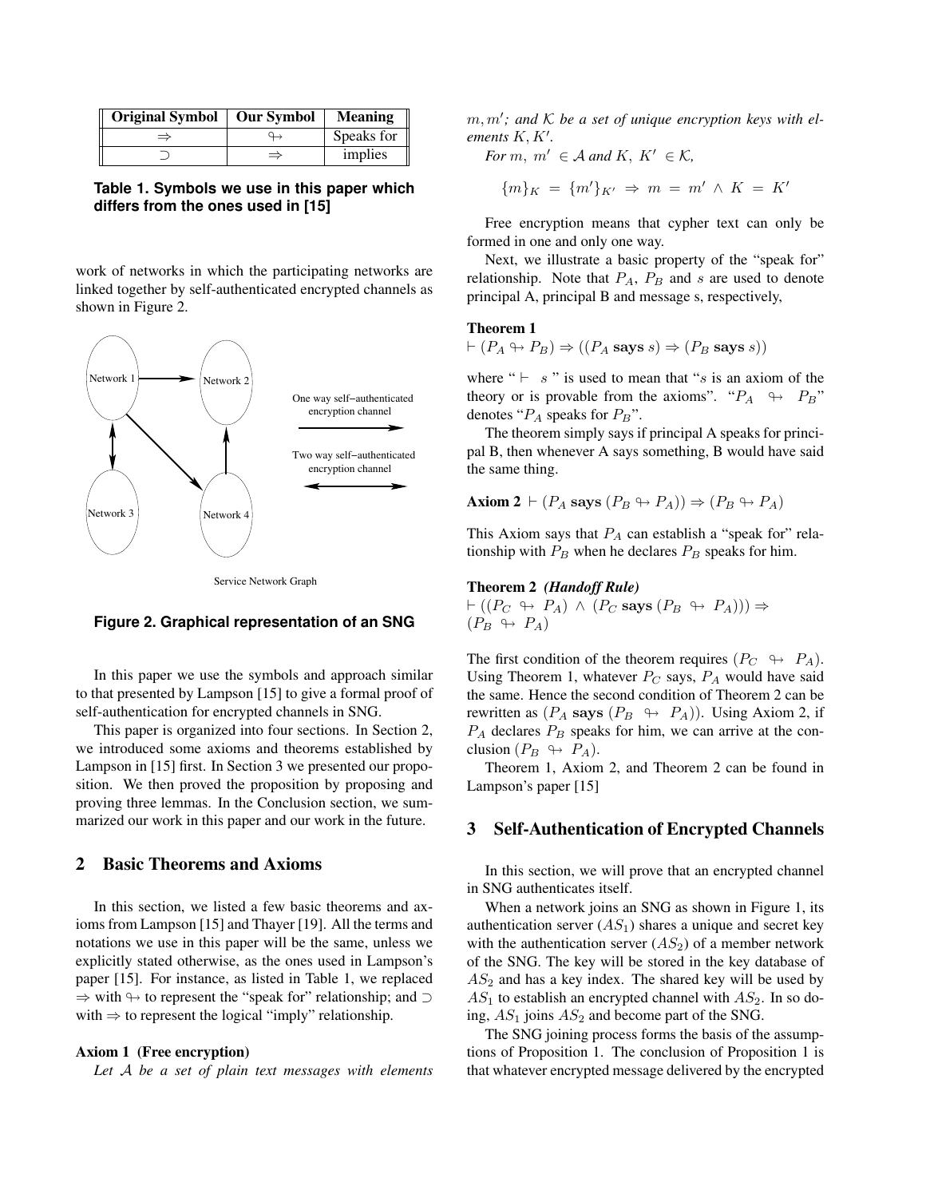| Original Symbol | Our Symbol | Meaning |
| --- | --- | --- |
| $\Rightarrow$ | $\looparrowright$ | Speaks for |
| $\supset$ | $\Rightarrow$ | implies |

**Table 1. Symbols we use in this paper which differs from the ones used in [15]**

work of networks in which the participating networks are linked together by self-authenticated encrypted channels as shown in Figure 2.

Network 1, Network 2, Network 3, Network 4

One way self-authenticated encryption channel

Two way self-authenticated encryption channel

Service Network Graph

**Figure 2. Graphical representation of an SNG**

In this paper we use the symbols and approach similar to that presented by Lampson [15] to give a formal proof of self-authentication for encrypted channels in SNG.

This paper is organized into four sections. In Section 2, we introduced some axioms and theorems established by Lampson in [15] first. In Section 3 we presented our proposition. We then proved the proposition by proposing and proving three lemmas. In the Conclusion section, we summarized our work in this paper and our work in the future.

## 2 Basic Theorems and Axioms

In this section, we listed a few basic theorems and axioms from Lampson [15] and Thayer [19]. All the terms and notations we use in this paper will be the same, unless we explicitly stated otherwise, as the ones used in Lampson's paper [15]. For instance, as listed in Table 1, we replaced $\Rightarrow$ with $\looparrowright$ to represent the "speak for" relationship; and $\supset$ with $\Rightarrow$ to represent the logical "imply" relationship.

**Axiom 1 (Free encryption)**

*Let $\mathcal{A}$ be a set of plain text messages with elements $m, m'$; and $\mathcal{K}$ be a set of unique encryption keys with elements $K, K'$.*

*For $m,\ m' \in \mathcal{A}$ and $K,\ K' \in \mathcal{K}$,*

$$\{m\}_K = \{m'\}_{K'} \Rightarrow m = m' \wedge K = K'$$

Free encryption means that cypher text can only be formed in one and only one way.

Next, we illustrate a basic property of the "speak for" relationship. Note that $P_A$, $P_B$ and $s$ are used to denote principal A, principal B and message s, respectively,

**Theorem 1**

$\vdash (P_A \looparrowright P_B) \Rightarrow ((P_A \textbf{ says } s) \Rightarrow (P_B \textbf{ says } s))$

where "$\vdash\ s$" is used to mean that "$s$ is an axiom of the theory or is provable from the axioms". "$P_A \looparrowright P_B$" denotes "$P_A$ speaks for $P_B$".

The theorem simply says if principal A speaks for principal B, then whenever A says something, B would have said the same thing.

**Axiom 2** $\vdash (P_A \textbf{ says } (P_B \looparrowright P_A)) \Rightarrow (P_B \looparrowright P_A)$

This Axiom says that $P_A$ can establish a "speak for" relationship with $P_B$ when he declares $P_B$ speaks for him.

**Theorem 2** ***(Handoff Rule)***

$\vdash ((P_C \looparrowright P_A) \wedge (P_C \textbf{ says } (P_B \looparrowright P_A))) \Rightarrow (P_B \looparrowright P_A)$

The first condition of the theorem requires $(P_C \looparrowright P_A)$. Using Theorem 1, whatever $P_C$ says, $P_A$ would have said the same. Hence the second condition of Theorem 2 can be rewritten as $(P_A \textbf{ says } (P_B \looparrowright P_A))$. Using Axiom 2, if $P_A$ declares $P_B$ speaks for him, we can arrive at the conclusion $(P_B \looparrowright P_A)$.

Theorem 1, Axiom 2, and Theorem 2 can be found in Lampson's paper [15]

## 3 Self-Authentication of Encrypted Channels

In this section, we will prove that an encrypted channel in SNG authenticates itself.

When a network joins an SNG as shown in Figure 1, its authentication server ($AS_1$) shares a unique and secret key with the authentication server ($AS_2$) of a member network of the SNG. The key will be stored in the key database of $AS_2$ and has a key index. The shared key will be used by $AS_1$ to establish an encrypted channel with $AS_2$. In so doing, $AS_1$ joins $AS_2$ and become part of the SNG.

The SNG joining process forms the basis of the assumptions of Proposition 1. The conclusion of Proposition 1 is that whatever encrypted message delivered by the encrypted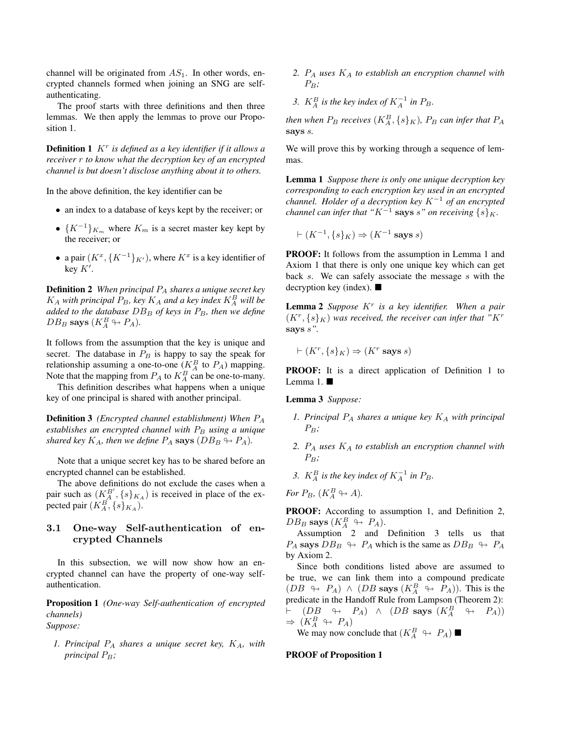channel will be originated from $AS_1$. In other words, encrypted channels formed when joining an SNG are self-authenticating.

The proof starts with three definitions and then three lemmas. We then apply the lemmas to prove our Proposition 1.

**Definition 1** *$K^r$ is defined as a key identifier if it allows a receiver $r$ to know what the decryption key of an encrypted channel is but doesn't disclose anything about it to others.*

In the above definition, the key identifier can be

- an index to a database of keys kept by the receiver; or
- $\{K^{-1}\}_{K_m}$ where $K_m$ is a secret master key kept by the receiver; or
- a pair $(K^x, \{K^{-1}\}_{K'})$, where $K^x$ is a key identifier of key $K'$.

**Definition 2** *When principal $P_A$ shares a unique secret key $K_A$ with principal $P_B$, key $K_A$ and a key index $K_A^B$ will be added to the database $DB_B$ of keys in $P_B$, then we define $DB_B$ **says** $(K_A^B \Rightarrow P_A)$.*

It follows from the assumption that the key is unique and secret. The database in $P_B$ is happy to say the speak for relationship assuming a one-to-one ($K_A^B$ to $P_A$) mapping. Note that the mapping from $P_A$ to $K_A^B$ can be one-to-many.

This definition describes what happens when a unique key of one principal is shared with another principal.

**Definition 3** *(Encrypted channel establishment) When $P_A$ establishes an encrypted channel with $P_B$ using a unique shared key $K_A$, then we define $P_A$ **says** $(DB_B \Rightarrow P_A)$.*

Note that a unique secret key has to be shared before an encrypted channel can be established.

The above definitions do not exclude the cases when a pair such as $(K_A^{B'}, \{s\}_{K_A})$ is received in place of the expected pair $(K_A^B, \{s\}_{K_A})$.

### 3.1 One-way Self-authentication of encrypted Channels

In this subsection, we will now show how an encrypted channel can have the property of one-way self-authentication.

**Proposition 1** *(One-way Self-authentication of encrypted channels)*
*Suppose:*

1. *Principal $P_A$ shares a unique secret key, $K_A$, with principal $P_B$;*
2. *$P_A$ uses $K_A$ to establish an encryption channel with $P_B$;*
3. *$K_A^B$ is the key index of $K_A^{-1}$ in $P_B$.*

*then when $P_B$ receives $(K_A^B, \{s\}_K)$, $P_B$ can infer that $P_A$ **says** $s$.*

We will prove this by working through a sequence of lemmas.

**Lemma 1** *Suppose there is only one unique decryption key corresponding to each encryption key used in an encrypted channel. Holder of a decryption key $K^{-1}$ of an encrypted channel can infer that "$K^{-1}$ **says** $s$" on receiving $\{s\}_K$.*

$$\vdash (K^{-1}, \{s\}_K) \Rightarrow (K^{-1} \textbf{ says } s)$$

**PROOF:** It follows from the assumption in Lemma 1 and Axiom 1 that there is only one unique key which can get back $s$. We can safely associate the message $s$ with the decryption key (index). ■

**Lemma 2** *Suppose $K^r$ is a key identifier. When a pair $(K^r, \{s\}_K)$ was received, the receiver can infer that "$K^r$ **says** $s$".*

$$\vdash (K^r, \{s\}_K) \Rightarrow (K^r \textbf{ says } s)$$

**PROOF:** It is a direct application of Definition 1 to Lemma 1. ■

**Lemma 3** *Suppose:*

1. *Principal $P_A$ shares a unique key $K_A$ with principal $P_B$;*
2. *$P_A$ uses $K_A$ to establish an encryption channel with $P_B$;*
3. *$K_A^B$ is the key index of $K_A^{-1}$ in $P_B$.*

*For $P_B$, $(K_A^B \Rightarrow A)$.*

**PROOF:** According to assumption 1, and Definition 2, $DB_B$ **says** $(K_A^B \Rightarrow P_A)$.

Assumption 2 and Definition 3 tells us that $P_A$ **says** $DB_B \Rightarrow P_A$ which is the same as $DB_B \Rightarrow P_A$ by Axiom 2.

Since both conditions listed above are assumed to be true, we can link them into a compound predicate $(DB \Rightarrow P_A) \wedge (DB \textbf{ says } (K_A^B \Rightarrow P_A))$. This is the predicate in the Handoff Rule from Lampson (Theorem 2): $\vdash (DB \Rightarrow P_A) \wedge (DB \textbf{ says } (K_A^B \Rightarrow P_A)) \Rightarrow (K_A^B \Rightarrow P_A)$

We may now conclude that $(K_A^B \Rightarrow P_A)$ ■

**PROOF of Proposition 1**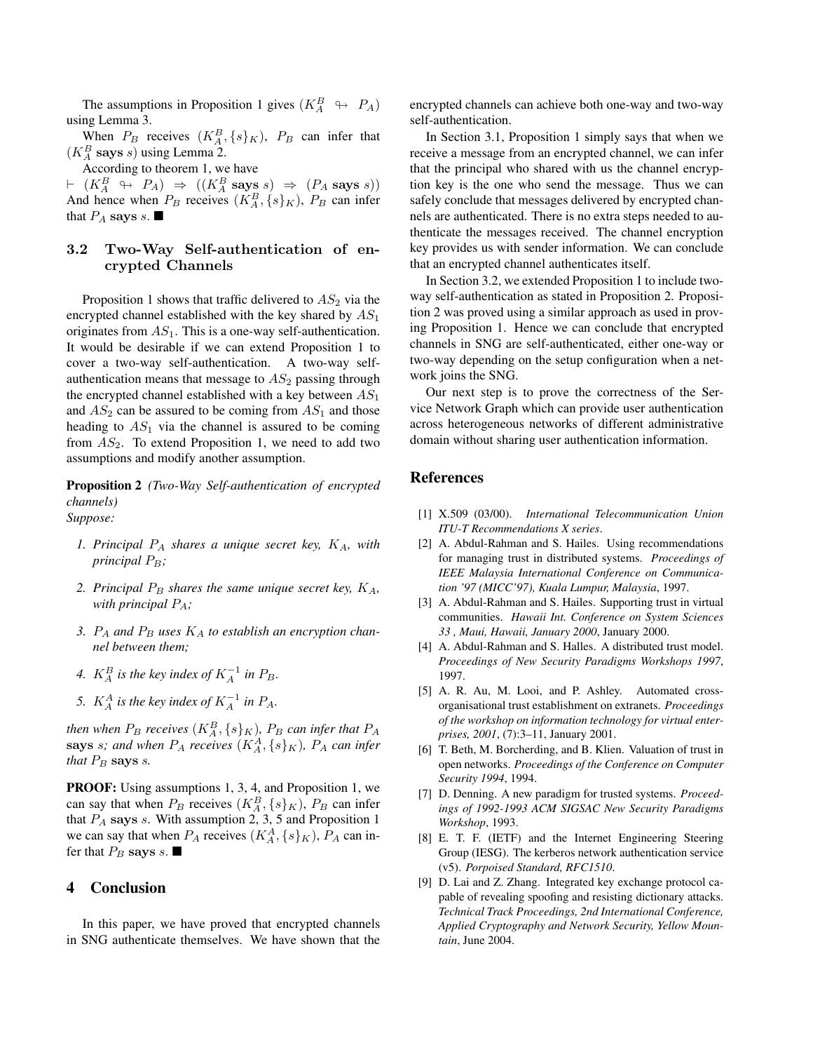The assumptions in Proposition 1 gives $(K_A^B \looparrowright P_A)$ using Lemma 3.

When $P_B$ receives $(K_A^B, \{s\}_K)$, $P_B$ can infer that $(K_A^B \textbf{ says } s)$ using Lemma 2.

According to theorem 1, we have

$\vdash (K_A^B \looparrowright P_A) \Rightarrow ((K_A^B \textbf{ says } s) \Rightarrow (P_A \textbf{ says } s))$ And hence when $P_B$ receives $(K_A^B, \{s\}_K)$, $P_B$ can infer that $P_A$ **says** $s$. ■

### 3.2 Two-Way Self-authentication of encrypted Channels

Proposition 1 shows that traffic delivered to $AS_2$ via the encrypted channel established with the key shared by $AS_1$ originates from $AS_1$. This is a one-way self-authentication. It would be desirable if we can extend Proposition 1 to cover a two-way self-authentication. A two-way self-authentication means that message to $AS_2$ passing through the encrypted channel established with a key between $AS_1$ and $AS_2$ can be assured to be coming from $AS_1$ and those heading to $AS_1$ via the channel is assured to be coming from $AS_2$. To extend Proposition 1, we need to add two assumptions and modify another assumption.

**Proposition 2** *(Two-Way Self-authentication of encrypted channels)*
*Suppose:*

1. *Principal $P_A$ shares a unique secret key, $K_A$, with principal $P_B$;*
2. *Principal $P_B$ shares the same unique secret key, $K_A$, with principal $P_A$;*
3. *$P_A$ and $P_B$ uses $K_A$ to establish an encryption channel between them;*
4. *$K_A^B$ is the key index of $K_A^{-1}$ in $P_B$.*
5. *$K_A^A$ is the key index of $K_A^{-1}$ in $P_A$.*

*then when $P_B$ receives $(K_A^B, \{s\}_K)$, $P_B$ can infer that $P_A$* **says** *$s$; and when $P_A$ receives $(K_A^A, \{s\}_K)$, $P_A$ can infer that $P_B$* **says** *$s$.*

**PROOF:** Using assumptions 1, 3, 4, and Proposition 1, we can say that when $P_B$ receives $(K_A^B, \{s\}_K)$, $P_B$ can infer that $P_A$ **says** $s$. With assumption 2, 3, 5 and Proposition 1 we can say that when $P_A$ receives $(K_A^A, \{s\}_K)$, $P_A$ can infer that $P_B$ **says** $s$. ■

## 4 Conclusion

In this paper, we have proved that encrypted channels in SNG authenticate themselves. We have shown that the encrypted channels can achieve both one-way and two-way self-authentication.

In Section 3.1, Proposition 1 simply says that when we receive a message from an encrypted channel, we can infer that the principal who shared with us the channel encryption key is the one who send the message. Thus we can safely conclude that messages delivered by encrypted channels are authenticated. There is no extra steps needed to authenticate the messages received. The channel encryption key provides us with sender information. We can conclude that an encrypted channel authenticates itself.

In Section 3.2, we extended Proposition 1 to include two-way self-authentication as stated in Proposition 2. Proposition 2 was proved using a similar approach as used in proving Proposition 1. Hence we can conclude that encrypted channels in SNG are self-authenticated, either one-way or two-way depending on the setup configuration when a network joins the SNG.

Our next step is to prove the correctness of the Service Network Graph which can provide user authentication across heterogeneous networks of different administrative domain without sharing user authentication information.

## References

[1] X.509 (03/00). *International Telecommunication Union ITU-T Recommendations X series*.

[2] A. Abdul-Rahman and S. Hailes. Using recommendations for managing trust in distributed systems. *Proceedings of IEEE Malaysia International Conference on Communication '97 (MICC'97), Kuala Lumpur, Malaysia*, 1997.

[3] A. Abdul-Rahman and S. Hailes. Supporting trust in virtual communities. *Hawaii Int. Conference on System Sciences 33 , Maui, Hawaii, January 2000*, January 2000.

[4] A. Abdul-Rahman and S. Halles. A distributed trust model. *Proceedings of New Security Paradigms Workshops 1997*, 1997.

[5] A. R. Au, M. Looi, and P. Ashley. Automated cross-organisational trust establishment on extranets. *Proceedings of the workshop on information technology for virtual enterprises, 2001*, (7):3–11, January 2001.

[6] T. Beth, M. Borcherding, and B. Klien. Valuation of trust in open networks. *Proceedings of the Conference on Computer Security 1994*, 1994.

[7] D. Denning. A new paradigm for trusted systems. *Proceedings of 1992-1993 ACM SIGSAC New Security Paradigms Workshop*, 1993.

[8] E. T. F. (IETF) and the Internet Engineering Steering Group (IESG). The kerberos network authentication service (v5). *Porpoised Standard, RFC1510*.

[9] D. Lai and Z. Zhang. Integrated key exchange protocol capable of revealing spoofing and resisting dictionary attacks. *Technical Track Proceedings, 2nd International Conference, Applied Cryptography and Network Security, Yellow Mountain*, June 2004.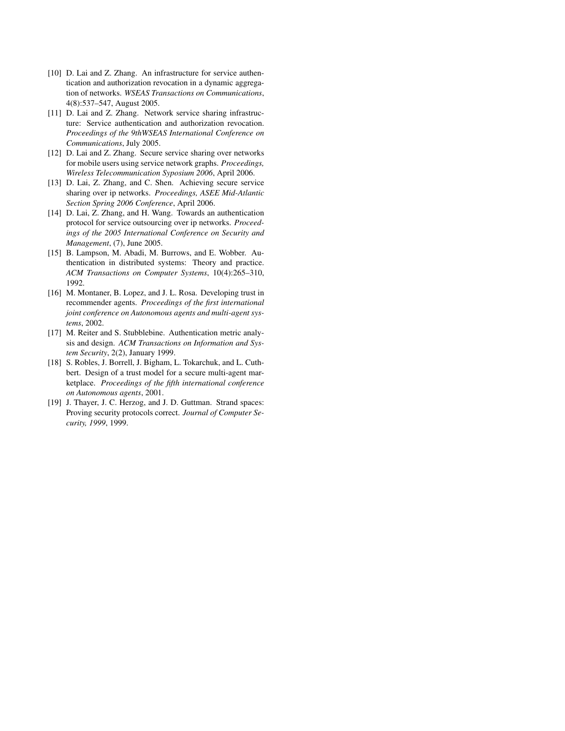[10] D. Lai and Z. Zhang. An infrastructure for service authentication and authorization revocation in a dynamic aggregation of networks. *WSEAS Transactions on Communications*, 4(8):537–547, August 2005.

[11] D. Lai and Z. Zhang. Network service sharing infrastructure: Service authentication and authorization revocation. *Proceedings of the 9thWSEAS International Conference on Communications*, July 2005.

[12] D. Lai and Z. Zhang. Secure service sharing over networks for mobile users using service network graphs. *Proceedings, Wireless Telecommunication Syposium 2006*, April 2006.

[13] D. Lai, Z. Zhang, and C. Shen. Achieving secure service sharing over ip networks. *Proceedings, ASEE Mid-Atlantic Section Spring 2006 Conference*, April 2006.

[14] D. Lai, Z. Zhang, and H. Wang. Towards an authentication protocol for service outsourcing over ip networks. *Proceedings of the 2005 International Conference on Security and Management*, (7), June 2005.

[15] B. Lampson, M. Abadi, M. Burrows, and E. Wobber. Authentication in distributed systems: Theory and practice. *ACM Transactions on Computer Systems*, 10(4):265–310, 1992.

[16] M. Montaner, B. Lopez, and J. L. Rosa. Developing trust in recommender agents. *Proceedings of the first international joint conference on Autonomous agents and multi-agent systems*, 2002.

[17] M. Reiter and S. Stubblebine. Authentication metric analysis and design. *ACM Transactions on Information and System Security*, 2(2), January 1999.

[18] S. Robles, J. Borrell, J. Bigham, L. Tokarchuk, and L. Cuthbert. Design of a trust model for a secure multi-agent marketplace. *Proceedings of the fifth international conference on Autonomous agents*, 2001.

[19] J. Thayer, J. C. Herzog, and J. D. Guttman. Strand spaces: Proving security protocols correct. *Journal of Computer Security, 1999*, 1999.